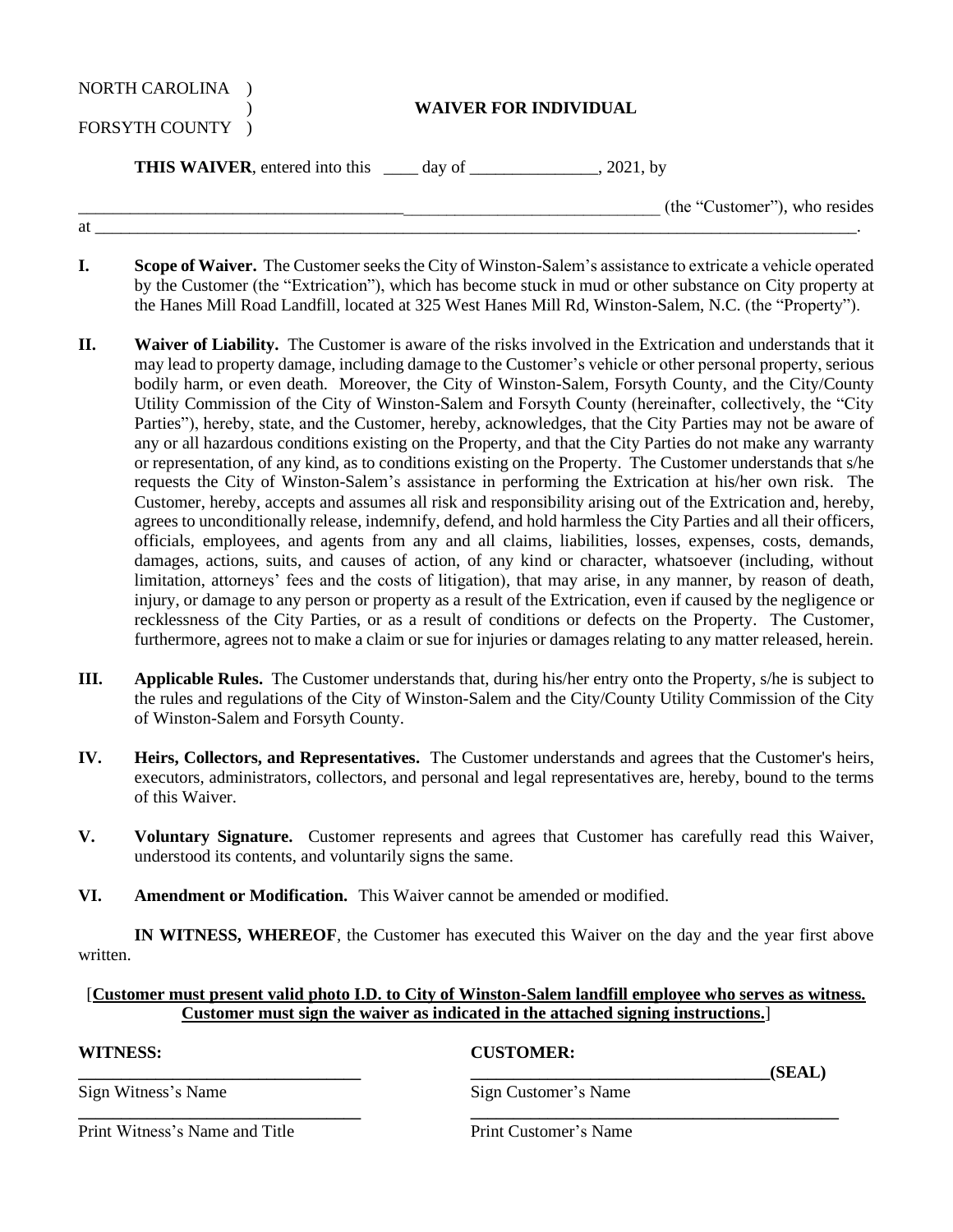NORTH CAROLINA )
)
FORSYTH COUNTY )

## WAIVER FOR INDIVIDUAL

**THIS WAIVER**, entered into this ____ day of _______________, 2021, by

___________________________________________________________________ (the "Customer"), who resides at ______________________________________________________________________________________________.

**I. Scope of Waiver.** The Customer seeks the City of Winston-Salem's assistance to extricate a vehicle operated by the Customer (the "Extrication"), which has become stuck in mud or other substance on City property at the Hanes Mill Road Landfill, located at 325 West Hanes Mill Rd, Winston-Salem, N.C. (the "Property").

**II. Waiver of Liability.** The Customer is aware of the risks involved in the Extrication and understands that it may lead to property damage, including damage to the Customer's vehicle or other personal property, serious bodily harm, or even death. Moreover, the City of Winston-Salem, Forsyth County, and the City/County Utility Commission of the City of Winston-Salem and Forsyth County (hereinafter, collectively, the "City Parties"), hereby, state, and the Customer, hereby, acknowledges, that the City Parties may not be aware of any or all hazardous conditions existing on the Property, and that the City Parties do not make any warranty or representation, of any kind, as to conditions existing on the Property. The Customer understands that s/he requests the City of Winston-Salem's assistance in performing the Extrication at his/her own risk. The Customer, hereby, accepts and assumes all risk and responsibility arising out of the Extrication and, hereby, agrees to unconditionally release, indemnify, defend, and hold harmless the City Parties and all their officers, officials, employees, and agents from any and all claims, liabilities, losses, expenses, costs, demands, damages, actions, suits, and causes of action, of any kind or character, whatsoever (including, without limitation, attorneys' fees and the costs of litigation), that may arise, in any manner, by reason of death, injury, or damage to any person or property as a result of the Extrication, even if caused by the negligence or recklessness of the City Parties, or as a result of conditions or defects on the Property. The Customer, furthermore, agrees not to make a claim or sue for injuries or damages relating to any matter released, herein.

**III. Applicable Rules.** The Customer understands that, during his/her entry onto the Property, s/he is subject to the rules and regulations of the City of Winston-Salem and the City/County Utility Commission of the City of Winston-Salem and Forsyth County.

**IV. Heirs, Collectors, and Representatives.** The Customer understands and agrees that the Customer's heirs, executors, administrators, collectors, and personal and legal representatives are, hereby, bound to the terms of this Waiver.

**V. Voluntary Signature.** Customer represents and agrees that Customer has carefully read this Waiver, understood its contents, and voluntarily signs the same.

**VI. Amendment or Modification.** This Waiver cannot be amended or modified.

**IN WITNESS, WHEREOF**, the Customer has executed this Waiver on the day and the year first above written.

[**Customer must present valid photo I.D. to City of Winston-Salem landfill employee who serves as witness. Customer must sign the waiver as indicated in the attached signing instructions.**]

**WITNESS:**

______________________________
Sign Witness's Name

______________________________
Print Witness's Name and Title

**CUSTOMER:**

______________________________**(SEAL)**
Sign Customer's Name

______________________________
Print Customer's Name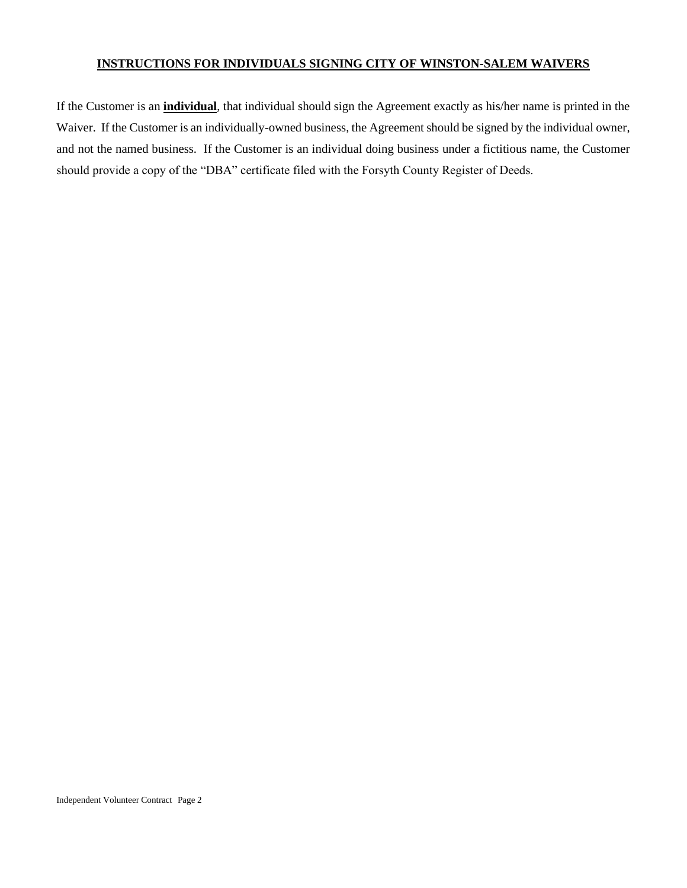## INSTRUCTIONS FOR INDIVIDUALS SIGNING CITY OF WINSTON-SALEM WAIVERS

If the Customer is an **individual**, that individual should sign the Agreement exactly as his/her name is printed in the Waiver. If the Customer is an individually-owned business, the Agreement should be signed by the individual owner, and not the named business. If the Customer is an individual doing business under a fictitious name, the Customer should provide a copy of the "DBA" certificate filed with the Forsyth County Register of Deeds.